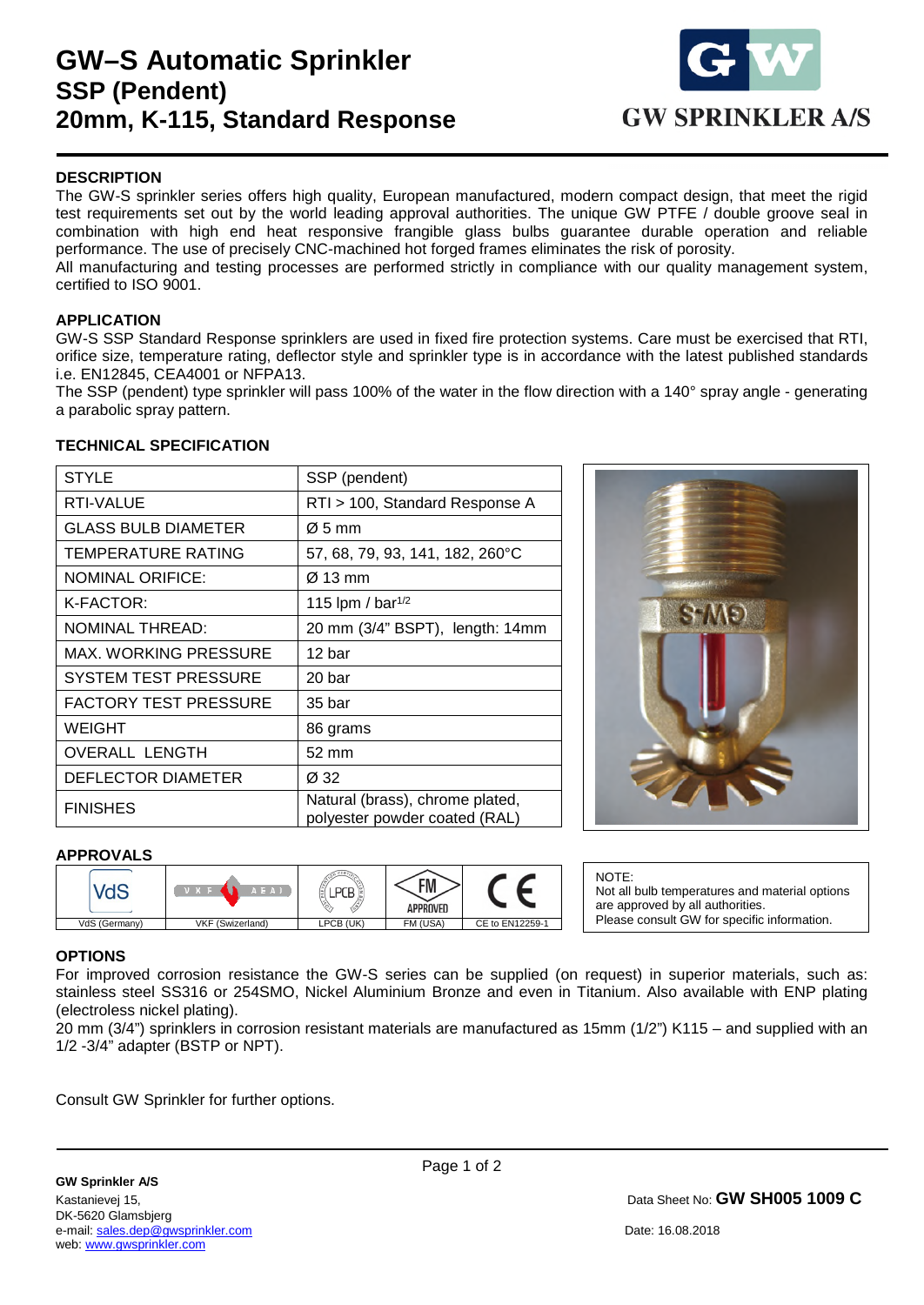# GW–S Automatic Sprinkler
## SSP (Pendent)
## 20mm, K-115, Standard Response

GW SPRINKLER A/S

### DESCRIPTION

The GW-S sprinkler series offers high quality, European manufactured, modern compact design, that meet the rigid test requirements set out by the world leading approval authorities. The unique GW PTFE / double groove seal in combination with high end heat responsive frangible glass bulbs guarantee durable operation and reliable performance. The use of precisely CNC-machined hot forged frames eliminates the risk of porosity.

All manufacturing and testing processes are performed strictly in compliance with our quality management system, certified to ISO 9001.

### APPLICATION

GW-S SSP Standard Response sprinklers are used in fixed fire protection systems. Care must be exercised that RTI, orifice size, temperature rating, deflector style and sprinkler type is in accordance with the latest published standards i.e. EN12845, CEA4001 or NFPA13.

The SSP (pendent) type sprinkler will pass 100% of the water in the flow direction with a 140° spray angle - generating a parabolic spray pattern.

### TECHNICAL SPECIFICATION

| | |
|---|---|
| STYLE | SSP (pendent) |
| RTI-VALUE | RTI > 100, Standard Response A |
| GLASS BULB DIAMETER | Ø 5 mm |
| TEMPERATURE RATING | 57, 68, 79, 93, 141, 182, 260°C |
| NOMINAL ORIFICE: | Ø 13 mm |
| K-FACTOR: | 115 lpm / bar$^{1/2}$ |
| NOMINAL THREAD: | 20 mm (3/4" BSPT), length: 14mm |
| MAX. WORKING PRESSURE | 12 bar |
| SYSTEM TEST PRESSURE | 20 bar |
| FACTORY TEST PRESSURE | 35 bar |
| WEIGHT | 86 grams |
| OVERALL LENGTH | 52 mm |
| DEFLECTOR DIAMETER | Ø 32 |
| FINISHES | Natural (brass), chrome plated, polyester powder coated (RAL) |

### APPROVALS

| VdS | VKF AEAI | LPCB | FM APPROVED | CE |
|---|---|---|---|---|
| VdS (Germany) | VKF (Swizerland) | LPCB (UK) | FM (USA) | CE to EN12259-1 |

NOTE:
Not all bulb temperatures and material options are approved by all authorities.
Please consult GW for specific information.

### OPTIONS

For improved corrosion resistance the GW-S series can be supplied (on request) in superior materials, such as: stainless steel SS316 or 254SMO, Nickel Aluminium Bronze and even in Titanium. Also available with ENP plating (electroless nickel plating).

20 mm (3/4") sprinklers in corrosion resistant materials are manufactured as 15mm (1/2") K115 – and supplied with an 1/2 -3/4" adapter (BSTP or NPT).

Consult GW Sprinkler for further options.

**GW Sprinkler A/S**
Kastanievej 15,
DK-5620 Glamsbjerg
e-mail: sales.dep@gwsprinkler.com
web: www.gwsprinkler.com

Data Sheet No: **GW SH005 1009 C**

Date: 16.08.2018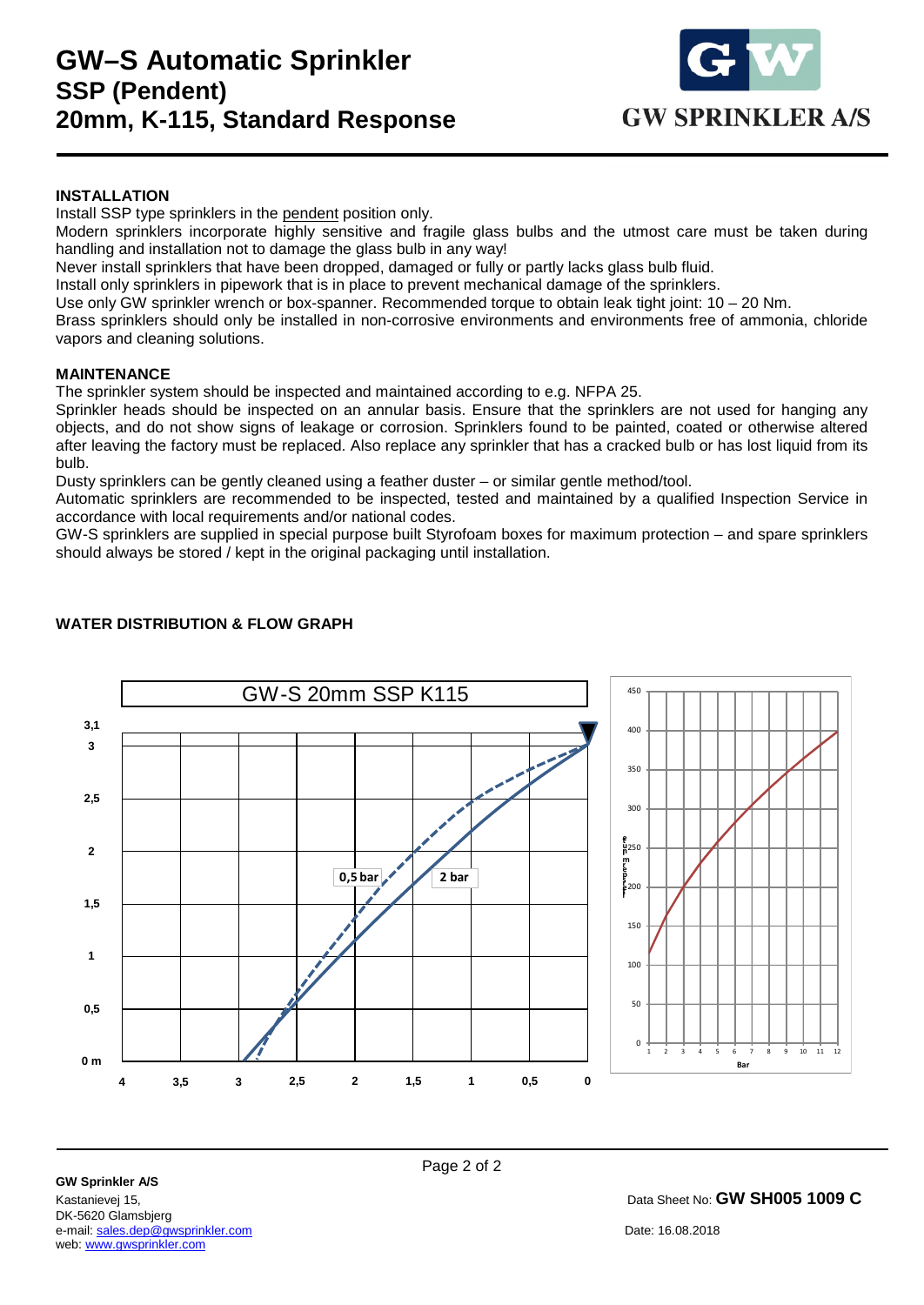# GW–S Automatic Sprinkler
## SSP (Pendent)
## 20mm, K-115, Standard Response

GW SPRINKLER A/S

**INSTALLATION**

Install SSP type sprinklers in the pendent position only.

Modern sprinklers incorporate highly sensitive and fragile glass bulbs and the utmost care must be taken during handling and installation not to damage the glass bulb in any way!

Never install sprinklers that have been dropped, damaged or fully or partly lacks glass bulb fluid.

Install only sprinklers in pipework that is in place to prevent mechanical damage of the sprinklers.

Use only GW sprinkler wrench or box-spanner. Recommended torque to obtain leak tight joint: 10 – 20 Nm.

Brass sprinklers should only be installed in non-corrosive environments and environments free of ammonia, chloride vapors and cleaning solutions.

**MAINTENANCE**

The sprinkler system should be inspected and maintained according to e.g. NFPA 25.

Sprinkler heads should be inspected on an annular basis. Ensure that the sprinklers are not used for hanging any objects, and do not show signs of leakage or corrosion. Sprinklers found to be painted, coated or otherwise altered after leaving the factory must be replaced. Also replace any sprinkler that has a cracked bulb or has lost liquid from its bulb.

Dusty sprinklers can be gently cleaned using a feather duster – or similar gentle method/tool.

Automatic sprinklers are recommended to be inspected, tested and maintained by a qualified Inspection Service in accordance with local requirements and/or national codes.

GW-S sprinklers are supplied in special purpose built Styrofoam boxes for maximum protection – and spare sprinklers should always be stored / kept in the original packaging until installation.

**WATER DISTRIBUTION & FLOW GRAPH**

GW-S 20mm SSP K115

3,1
3
2,5
2
1,5
1
0,5
0 m

4 3,5 3 2,5 2 1,5 1 0,5 0

0,5 bar
2 bar

450
400
350
300
250
200
150
100
50
0

1 2 3 4 5 6 7 8 9 10 11 12

Bar

**GW Sprinkler A/S**
Kastanievej 15,
DK-5620 Glamsbjerg
e-mail: sales.dep@gwsprinkler.com
web: www.gwsprinkler.com

Data Sheet No: **GW SH005 1009 C**

Date: 16.08.2018